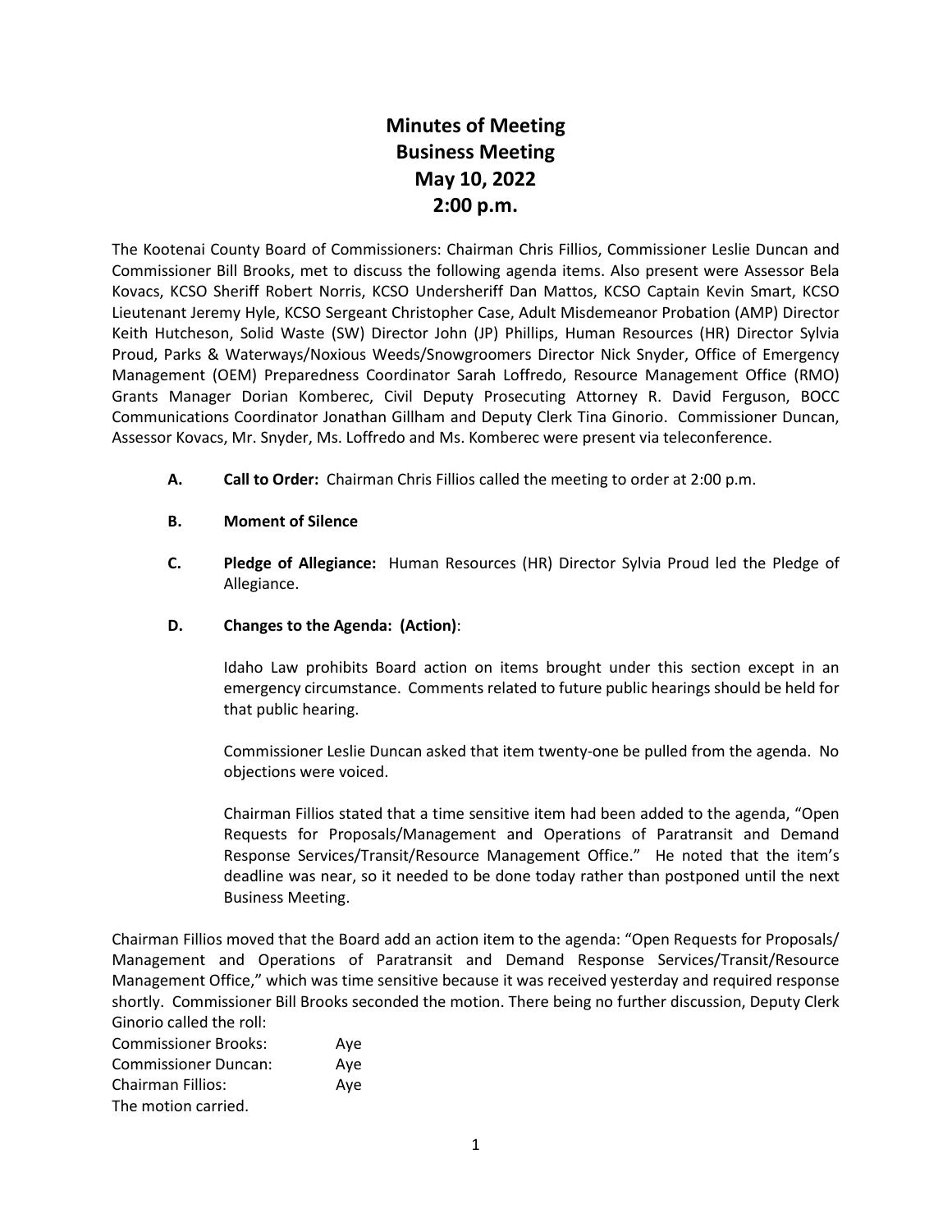# Minutes of Meeting
# Business Meeting
# May 10, 2022
# 2:00 p.m.

The Kootenai County Board of Commissioners: Chairman Chris Fillios, Commissioner Leslie Duncan and Commissioner Bill Brooks, met to discuss the following agenda items. Also present were Assessor Bela Kovacs, KCSO Sheriff Robert Norris, KCSO Undersheriff Dan Mattos, KCSO Captain Kevin Smart, KCSO Lieutenant Jeremy Hyle, KCSO Sergeant Christopher Case, Adult Misdemeanor Probation (AMP) Director Keith Hutcheson, Solid Waste (SW) Director John (JP) Phillips, Human Resources (HR) Director Sylvia Proud, Parks & Waterways/Noxious Weeds/Snowgroomers Director Nick Snyder, Office of Emergency Management (OEM) Preparedness Coordinator Sarah Loffredo, Resource Management Office (RMO) Grants Manager Dorian Komberec, Civil Deputy Prosecuting Attorney R. David Ferguson, BOCC Communications Coordinator Jonathan Gillham and Deputy Clerk Tina Ginorio. Commissioner Duncan, Assessor Kovacs, Mr. Snyder, Ms. Loffredo and Ms. Komberec were present via teleconference.

**A. Call to Order:** Chairman Chris Fillios called the meeting to order at 2:00 p.m.

**B. Moment of Silence**

**C. Pledge of Allegiance:** Human Resources (HR) Director Sylvia Proud led the Pledge of Allegiance.

**D. Changes to the Agenda: (Action)**:

Idaho Law prohibits Board action on items brought under this section except in an emergency circumstance. Comments related to future public hearings should be held for that public hearing.

Commissioner Leslie Duncan asked that item twenty-one be pulled from the agenda. No objections were voiced.

Chairman Fillios stated that a time sensitive item had been added to the agenda, "Open Requests for Proposals/Management and Operations of Paratransit and Demand Response Services/Transit/Resource Management Office." He noted that the item's deadline was near, so it needed to be done today rather than postponed until the next Business Meeting.

Chairman Fillios moved that the Board add an action item to the agenda: "Open Requests for Proposals/ Management and Operations of Paratransit and Demand Response Services/Transit/Resource Management Office," which was time sensitive because it was received yesterday and required response shortly. Commissioner Bill Brooks seconded the motion. There being no further discussion, Deputy Clerk Ginorio called the roll:

Commissioner Brooks: Aye
Commissioner Duncan: Aye
Chairman Fillios: Aye
The motion carried.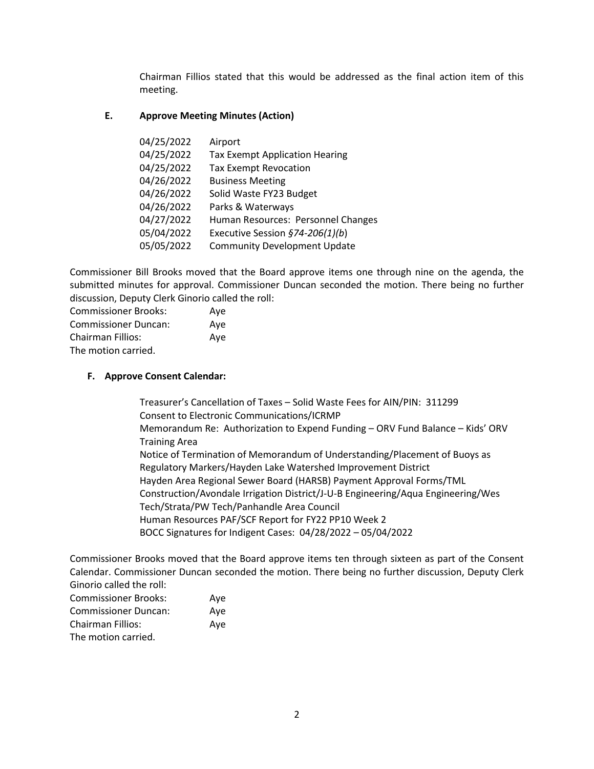Chairman Fillios stated that this would be addressed as the final action item of this meeting.

**E. Approve Meeting Minutes (Action)**

| | |
|---|---|
| 04/25/2022 | Airport |
| 04/25/2022 | Tax Exempt Application Hearing |
| 04/25/2022 | Tax Exempt Revocation |
| 04/26/2022 | Business Meeting |
| 04/26/2022 | Solid Waste FY23 Budget |
| 04/26/2022 | Parks & Waterways |
| 04/27/2022 | Human Resources: Personnel Changes |
| 05/04/2022 | Executive Session *§74-206(1)(b*) |
| 05/05/2022 | Community Development Update |

Commissioner Bill Brooks moved that the Board approve items one through nine on the agenda, the submitted minutes for approval. Commissioner Duncan seconded the motion. There being no further discussion, Deputy Clerk Ginorio called the roll:

Commissioner Brooks: Aye
Commissioner Duncan: Aye
Chairman Fillios: Aye
The motion carried.

**F. Approve Consent Calendar:**

Treasurer's Cancellation of Taxes – Solid Waste Fees for AIN/PIN: 311299
Consent to Electronic Communications/ICRMP
Memorandum Re: Authorization to Expend Funding – ORV Fund Balance – Kids' ORV Training Area
Notice of Termination of Memorandum of Understanding/Placement of Buoys as Regulatory Markers/Hayden Lake Watershed Improvement District
Hayden Area Regional Sewer Board (HARSB) Payment Approval Forms/TML Construction/Avondale Irrigation District/J-U-B Engineering/Aqua Engineering/Wes Tech/Strata/PW Tech/Panhandle Area Council
Human Resources PAF/SCF Report for FY22 PP10 Week 2
BOCC Signatures for Indigent Cases: 04/28/2022 – 05/04/2022

Commissioner Brooks moved that the Board approve items ten through sixteen as part of the Consent Calendar. Commissioner Duncan seconded the motion. There being no further discussion, Deputy Clerk Ginorio called the roll:

Commissioner Brooks: Aye
Commissioner Duncan: Aye
Chairman Fillios: Aye
The motion carried.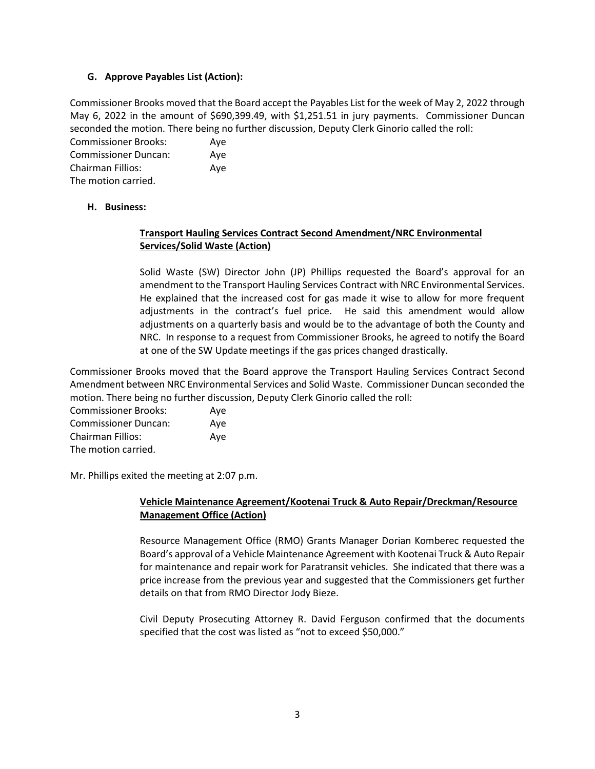### G. Approve Payables List (Action):

Commissioner Brooks moved that the Board accept the Payables List for the week of May 2, 2022 through May 6, 2022 in the amount of $690,399.49, with $1,251.51 in jury payments. Commissioner Duncan seconded the motion. There being no further discussion, Deputy Clerk Ginorio called the roll:

Commissioner Brooks: Aye
Commissioner Duncan: Aye
Chairman Fillios: Aye
The motion carried.

### H. Business:

**Transport Hauling Services Contract Second Amendment/NRC Environmental Services/Solid Waste (Action)**

Solid Waste (SW) Director John (JP) Phillips requested the Board's approval for an amendment to the Transport Hauling Services Contract with NRC Environmental Services. He explained that the increased cost for gas made it wise to allow for more frequent adjustments in the contract's fuel price. He said this amendment would allow adjustments on a quarterly basis and would be to the advantage of both the County and NRC. In response to a request from Commissioner Brooks, he agreed to notify the Board at one of the SW Update meetings if the gas prices changed drastically.

Commissioner Brooks moved that the Board approve the Transport Hauling Services Contract Second Amendment between NRC Environmental Services and Solid Waste. Commissioner Duncan seconded the motion. There being no further discussion, Deputy Clerk Ginorio called the roll:

Commissioner Brooks: Aye
Commissioner Duncan: Aye
Chairman Fillios: Aye
The motion carried.

Mr. Phillips exited the meeting at 2:07 p.m.

**Vehicle Maintenance Agreement/Kootenai Truck & Auto Repair/Dreckman/Resource Management Office (Action)**

Resource Management Office (RMO) Grants Manager Dorian Komberec requested the Board's approval of a Vehicle Maintenance Agreement with Kootenai Truck & Auto Repair for maintenance and repair work for Paratransit vehicles. She indicated that there was a price increase from the previous year and suggested that the Commissioners get further details on that from RMO Director Jody Bieze.

Civil Deputy Prosecuting Attorney R. David Ferguson confirmed that the documents specified that the cost was listed as "not to exceed $50,000."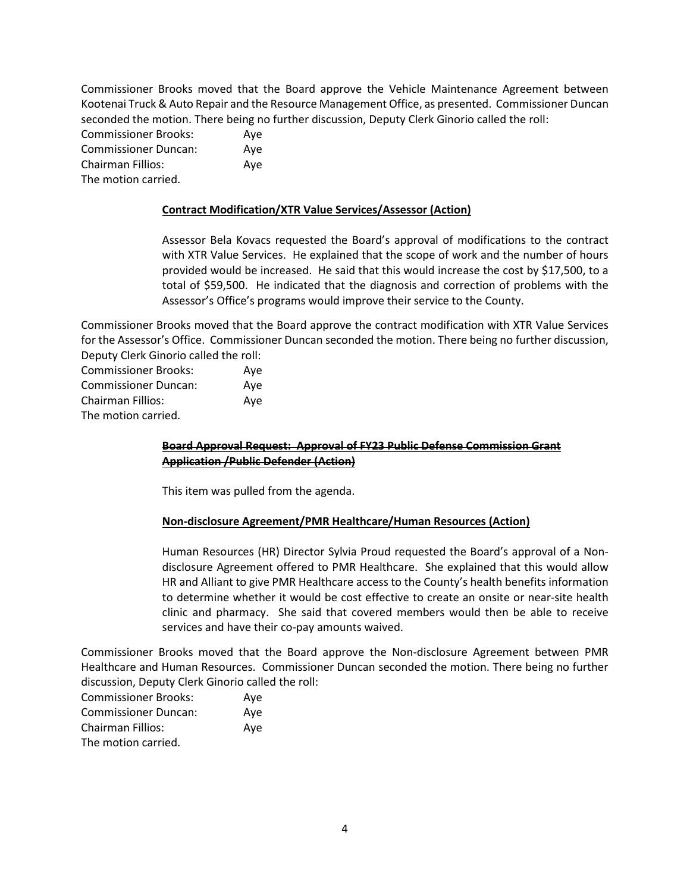Commissioner Brooks moved that the Board approve the Vehicle Maintenance Agreement between Kootenai Truck & Auto Repair and the Resource Management Office, as presented. Commissioner Duncan seconded the motion. There being no further discussion, Deputy Clerk Ginorio called the roll:

Commissioner Brooks: Aye
Commissioner Duncan: Aye
Chairman Fillios: Aye
The motion carried.

**Contract Modification/XTR Value Services/Assessor (Action)**

Assessor Bela Kovacs requested the Board's approval of modifications to the contract with XTR Value Services. He explained that the scope of work and the number of hours provided would be increased. He said that this would increase the cost by $17,500, to a total of $59,500. He indicated that the diagnosis and correction of problems with the Assessor's Office's programs would improve their service to the County.

Commissioner Brooks moved that the Board approve the contract modification with XTR Value Services for the Assessor's Office. Commissioner Duncan seconded the motion. There being no further discussion, Deputy Clerk Ginorio called the roll:

Commissioner Brooks: Aye
Commissioner Duncan: Aye
Chairman Fillios: Aye
The motion carried.

**~~Board Approval Request: Approval of FY23 Public Defense Commission Grant Application /Public Defender (Action)~~**

This item was pulled from the agenda.

**Non-disclosure Agreement/PMR Healthcare/Human Resources (Action)**

Human Resources (HR) Director Sylvia Proud requested the Board's approval of a Non-disclosure Agreement offered to PMR Healthcare. She explained that this would allow HR and Alliant to give PMR Healthcare access to the County's health benefits information to determine whether it would be cost effective to create an onsite or near-site health clinic and pharmacy. She said that covered members would then be able to receive services and have their co-pay amounts waived.

Commissioner Brooks moved that the Board approve the Non-disclosure Agreement between PMR Healthcare and Human Resources. Commissioner Duncan seconded the motion. There being no further discussion, Deputy Clerk Ginorio called the roll:

Commissioner Brooks: Aye
Commissioner Duncan: Aye
Chairman Fillios: Aye
The motion carried.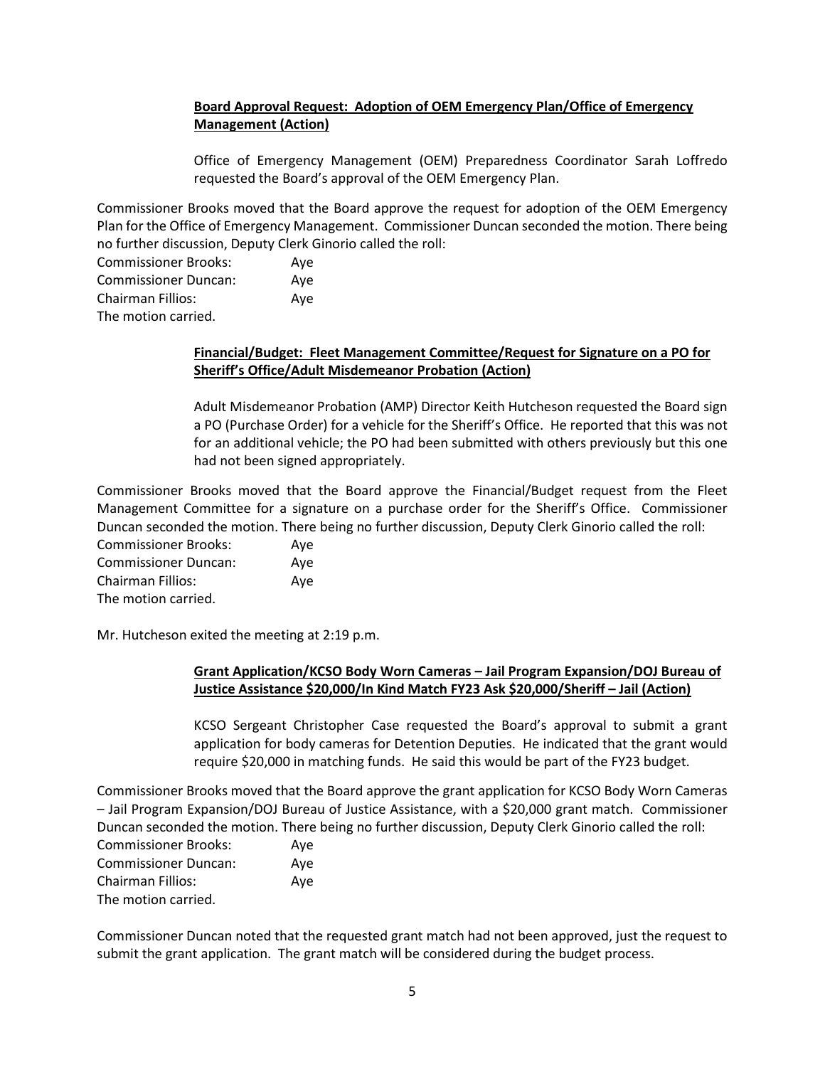**Board Approval Request: Adoption of OEM Emergency Plan/Office of Emergency Management (Action)**

Office of Emergency Management (OEM) Preparedness Coordinator Sarah Loffredo requested the Board's approval of the OEM Emergency Plan.

Commissioner Brooks moved that the Board approve the request for adoption of the OEM Emergency Plan for the Office of Emergency Management. Commissioner Duncan seconded the motion. There being no further discussion, Deputy Clerk Ginorio called the roll:

Commissioner Brooks: Aye
Commissioner Duncan: Aye
Chairman Fillios: Aye
The motion carried.

**Financial/Budget: Fleet Management Committee/Request for Signature on a PO for Sheriff's Office/Adult Misdemeanor Probation (Action)**

Adult Misdemeanor Probation (AMP) Director Keith Hutcheson requested the Board sign a PO (Purchase Order) for a vehicle for the Sheriff's Office. He reported that this was not for an additional vehicle; the PO had been submitted with others previously but this one had not been signed appropriately.

Commissioner Brooks moved that the Board approve the Financial/Budget request from the Fleet Management Committee for a signature on a purchase order for the Sheriff's Office. Commissioner Duncan seconded the motion. There being no further discussion, Deputy Clerk Ginorio called the roll:

Commissioner Brooks: Aye
Commissioner Duncan: Aye
Chairman Fillios: Aye
The motion carried.

Mr. Hutcheson exited the meeting at 2:19 p.m.

**Grant Application/KCSO Body Worn Cameras – Jail Program Expansion/DOJ Bureau of Justice Assistance $20,000/In Kind Match FY23 Ask $20,000/Sheriff – Jail (Action)**

KCSO Sergeant Christopher Case requested the Board's approval to submit a grant application for body cameras for Detention Deputies. He indicated that the grant would require $20,000 in matching funds. He said this would be part of the FY23 budget.

Commissioner Brooks moved that the Board approve the grant application for KCSO Body Worn Cameras – Jail Program Expansion/DOJ Bureau of Justice Assistance, with a $20,000 grant match. Commissioner Duncan seconded the motion. There being no further discussion, Deputy Clerk Ginorio called the roll:

Commissioner Brooks: Aye
Commissioner Duncan: Aye
Chairman Fillios: Aye
The motion carried.

Commissioner Duncan noted that the requested grant match had not been approved, just the request to submit the grant application. The grant match will be considered during the budget process.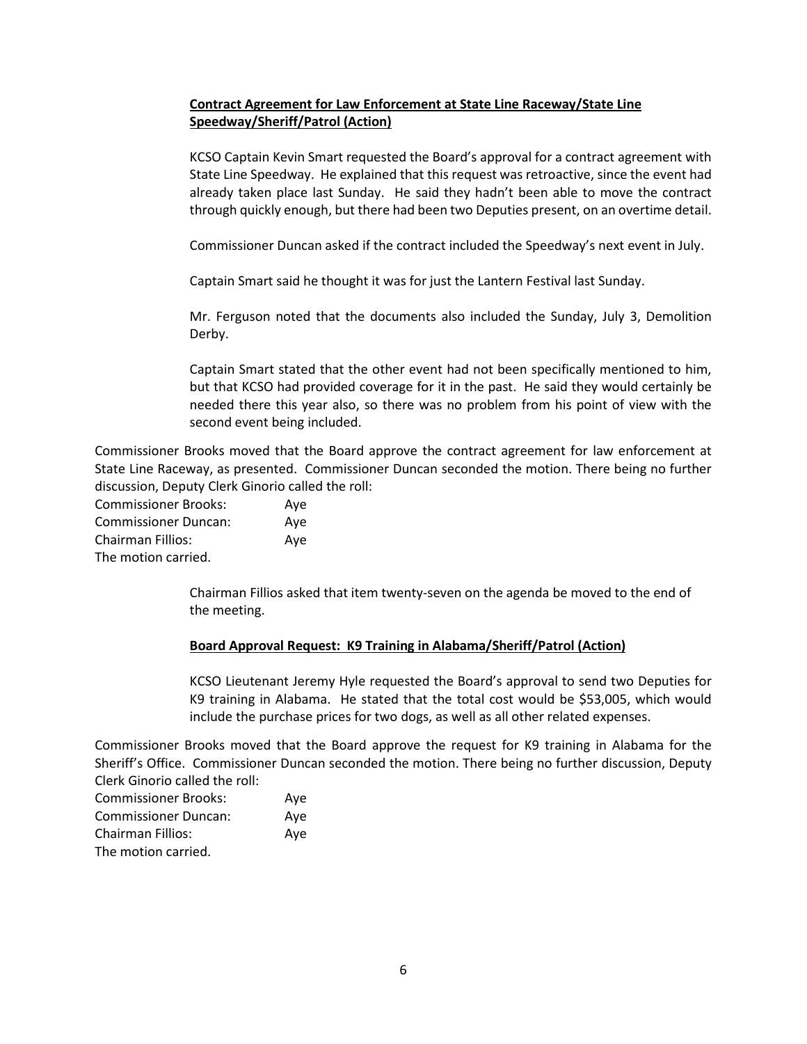**Contract Agreement for Law Enforcement at State Line Raceway/State Line Speedway/Sheriff/Patrol (Action)**

KCSO Captain Kevin Smart requested the Board's approval for a contract agreement with State Line Speedway. He explained that this request was retroactive, since the event had already taken place last Sunday. He said they hadn't been able to move the contract through quickly enough, but there had been two Deputies present, on an overtime detail.

Commissioner Duncan asked if the contract included the Speedway's next event in July.

Captain Smart said he thought it was for just the Lantern Festival last Sunday.

Mr. Ferguson noted that the documents also included the Sunday, July 3, Demolition Derby.

Captain Smart stated that the other event had not been specifically mentioned to him, but that KCSO had provided coverage for it in the past. He said they would certainly be needed there this year also, so there was no problem from his point of view with the second event being included.

Commissioner Brooks moved that the Board approve the contract agreement for law enforcement at State Line Raceway, as presented. Commissioner Duncan seconded the motion. There being no further discussion, Deputy Clerk Ginorio called the roll:

Commissioner Brooks: Aye
Commissioner Duncan: Aye
Chairman Fillios: Aye
The motion carried.

Chairman Fillios asked that item twenty-seven on the agenda be moved to the end of the meeting.

**Board Approval Request: K9 Training in Alabama/Sheriff/Patrol (Action)**

KCSO Lieutenant Jeremy Hyle requested the Board's approval to send two Deputies for K9 training in Alabama. He stated that the total cost would be $53,005, which would include the purchase prices for two dogs, as well as all other related expenses.

Commissioner Brooks moved that the Board approve the request for K9 training in Alabama for the Sheriff's Office. Commissioner Duncan seconded the motion. There being no further discussion, Deputy Clerk Ginorio called the roll:

Commissioner Brooks: Aye
Commissioner Duncan: Aye
Chairman Fillios: Aye
The motion carried.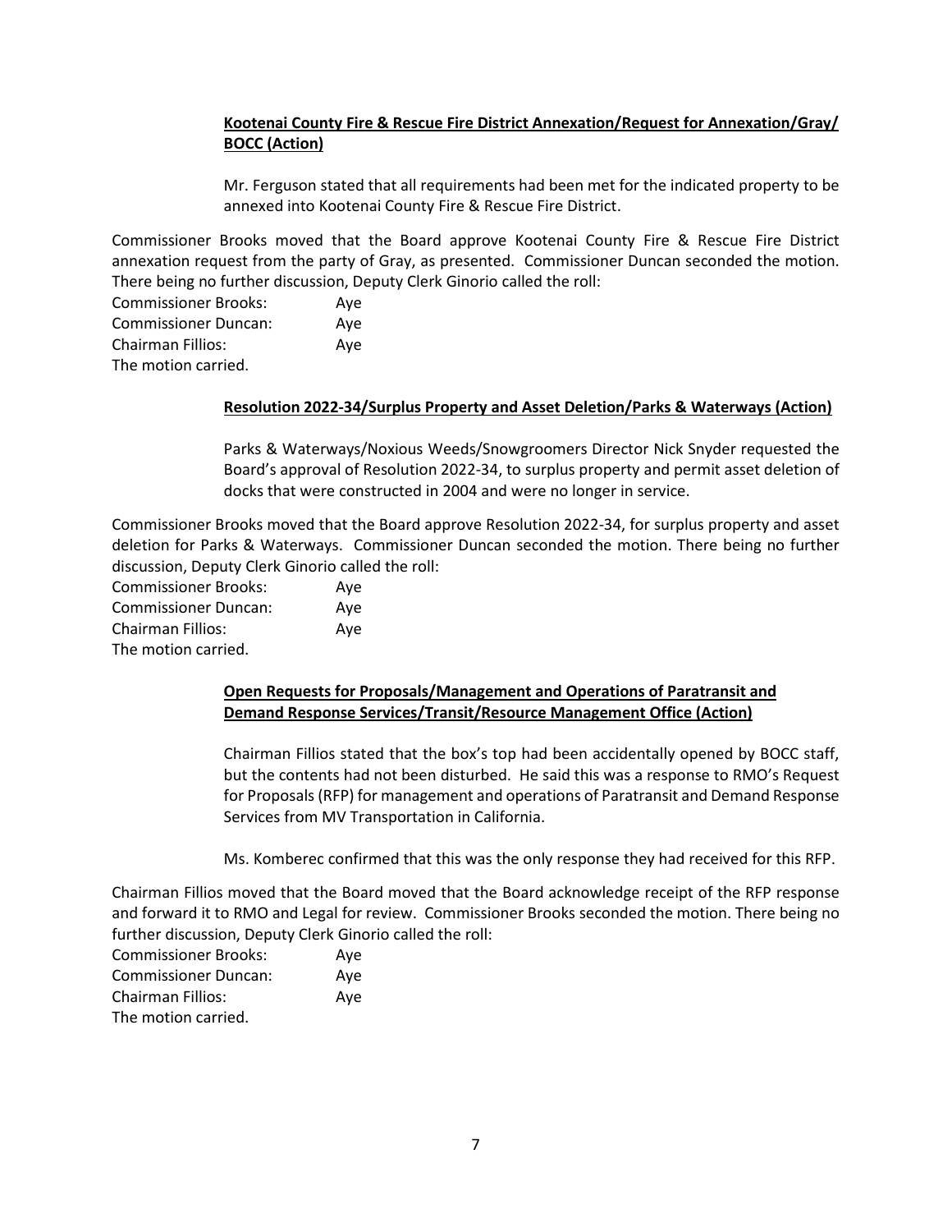**Kootenai County Fire & Rescue Fire District Annexation/Request for Annexation/Gray/ BOCC (Action)**

Mr. Ferguson stated that all requirements had been met for the indicated property to be annexed into Kootenai County Fire & Rescue Fire District.

Commissioner Brooks moved that the Board approve Kootenai County Fire & Rescue Fire District annexation request from the party of Gray, as presented. Commissioner Duncan seconded the motion. There being no further discussion, Deputy Clerk Ginorio called the roll:

Commissioner Brooks: Aye
Commissioner Duncan: Aye
Chairman Fillios: Aye
The motion carried.

**Resolution 2022-34/Surplus Property and Asset Deletion/Parks & Waterways (Action)**

Parks & Waterways/Noxious Weeds/Snowgroomers Director Nick Snyder requested the Board's approval of Resolution 2022-34, to surplus property and permit asset deletion of docks that were constructed in 2004 and were no longer in service.

Commissioner Brooks moved that the Board approve Resolution 2022-34, for surplus property and asset deletion for Parks & Waterways. Commissioner Duncan seconded the motion. There being no further discussion, Deputy Clerk Ginorio called the roll:

Commissioner Brooks: Aye
Commissioner Duncan: Aye
Chairman Fillios: Aye
The motion carried.

**Open Requests for Proposals/Management and Operations of Paratransit and Demand Response Services/Transit/Resource Management Office (Action)**

Chairman Fillios stated that the box's top had been accidentally opened by BOCC staff, but the contents had not been disturbed. He said this was a response to RMO's Request for Proposals (RFP) for management and operations of Paratransit and Demand Response Services from MV Transportation in California.

Ms. Komberec confirmed that this was the only response they had received for this RFP.

Chairman Fillios moved that the Board moved that the Board acknowledge receipt of the RFP response and forward it to RMO and Legal for review. Commissioner Brooks seconded the motion. There being no further discussion, Deputy Clerk Ginorio called the roll:

Commissioner Brooks: Aye
Commissioner Duncan: Aye
Chairman Fillios: Aye
The motion carried.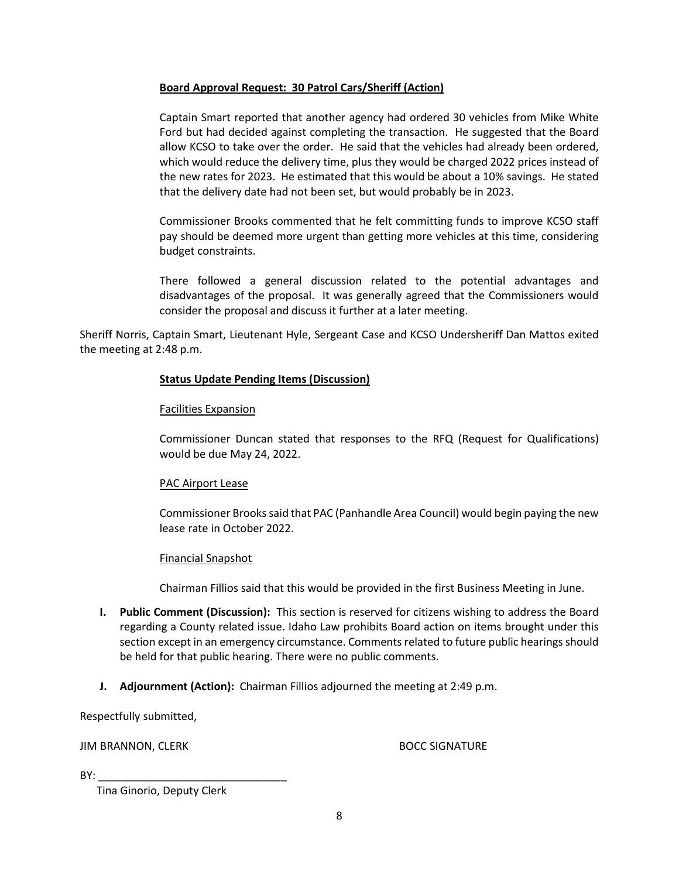**Board Approval Request: 30 Patrol Cars/Sheriff (Action)**

Captain Smart reported that another agency had ordered 30 vehicles from Mike White Ford but had decided against completing the transaction. He suggested that the Board allow KCSO to take over the order. He said that the vehicles had already been ordered, which would reduce the delivery time, plus they would be charged 2022 prices instead of the new rates for 2023. He estimated that this would be about a 10% savings. He stated that the delivery date had not been set, but would probably be in 2023.

Commissioner Brooks commented that he felt committing funds to improve KCSO staff pay should be deemed more urgent than getting more vehicles at this time, considering budget constraints.

There followed a general discussion related to the potential advantages and disadvantages of the proposal. It was generally agreed that the Commissioners would consider the proposal and discuss it further at a later meeting.

Sheriff Norris, Captain Smart, Lieutenant Hyle, Sergeant Case and KCSO Undersheriff Dan Mattos exited the meeting at 2:48 p.m.

**Status Update Pending Items (Discussion)**

Facilities Expansion

Commissioner Duncan stated that responses to the RFQ (Request for Qualifications) would be due May 24, 2022.

PAC Airport Lease

Commissioner Brooks said that PAC (Panhandle Area Council) would begin paying the new lease rate in October 2022.

Financial Snapshot

Chairman Fillios said that this would be provided in the first Business Meeting in June.

**I. Public Comment (Discussion):** This section is reserved for citizens wishing to address the Board regarding a County related issue. Idaho Law prohibits Board action on items brought under this section except in an emergency circumstance. Comments related to future public hearings should be held for that public hearing. There were no public comments.

**J. Adjournment (Action):** Chairman Fillios adjourned the meeting at 2:49 p.m.

Respectfully submitted,

JIM BRANNON, CLERK

BOCC SIGNATURE

BY: ________________________________

Tina Ginorio, Deputy Clerk